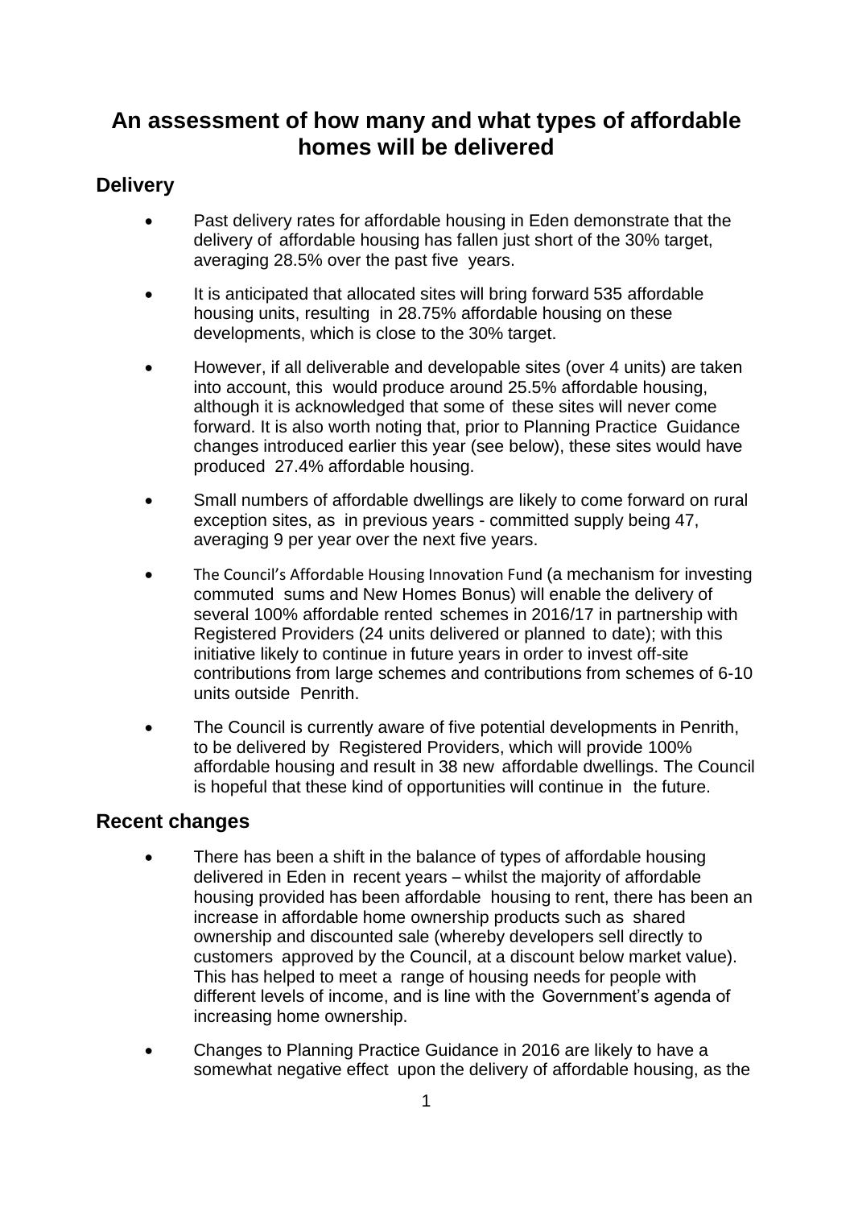# An assessment of how many and what types of affordable homes will be delivered

## Delivery

- Past delivery rates for affordable housing in Eden demonstrate that the delivery of affordable housing has fallen just short of the 30% target, averaging 28.5% over the past five years.
- It is anticipated that allocated sites will bring forward 535 affordable housing units, resulting in 28.75% affordable housing on these developments, which is close to the 30% target.
- However, if all deliverable and developable sites (over 4 units) are taken into account, this would produce around 25.5% affordable housing, although it is acknowledged that some of these sites will never come forward. It is also worth noting that, prior to Planning Practice Guidance changes introduced earlier this year (see below), these sites would have produced 27.4% affordable housing.
- Small numbers of affordable dwellings are likely to come forward on rural exception sites, as in previous years - committed supply being 47, averaging 9 per year over the next five years.
- The Council's Affordable Housing Innovation Fund (a mechanism for investing commuted sums and New Homes Bonus) will enable the delivery of several 100% affordable rented schemes in 2016/17 in partnership with Registered Providers (24 units delivered or planned to date); with this initiative likely to continue in future years in order to invest off-site contributions from large schemes and contributions from schemes of 6-10 units outside Penrith.
- The Council is currently aware of five potential developments in Penrith, to be delivered by Registered Providers, which will provide 100% affordable housing and result in 38 new affordable dwellings. The Council is hopeful that these kind of opportunities will continue in the future.

## Recent changes

- There has been a shift in the balance of types of affordable housing delivered in Eden in recent years – whilst the majority of affordable housing provided has been affordable housing to rent, there has been an increase in affordable home ownership products such as shared ownership and discounted sale (whereby developers sell directly to customers approved by the Council, at a discount below market value). This has helped to meet a range of housing needs for people with different levels of income, and is line with the Government's agenda of increasing home ownership.
- Changes to Planning Practice Guidance in 2016 are likely to have a somewhat negative effect upon the delivery of affordable housing, as the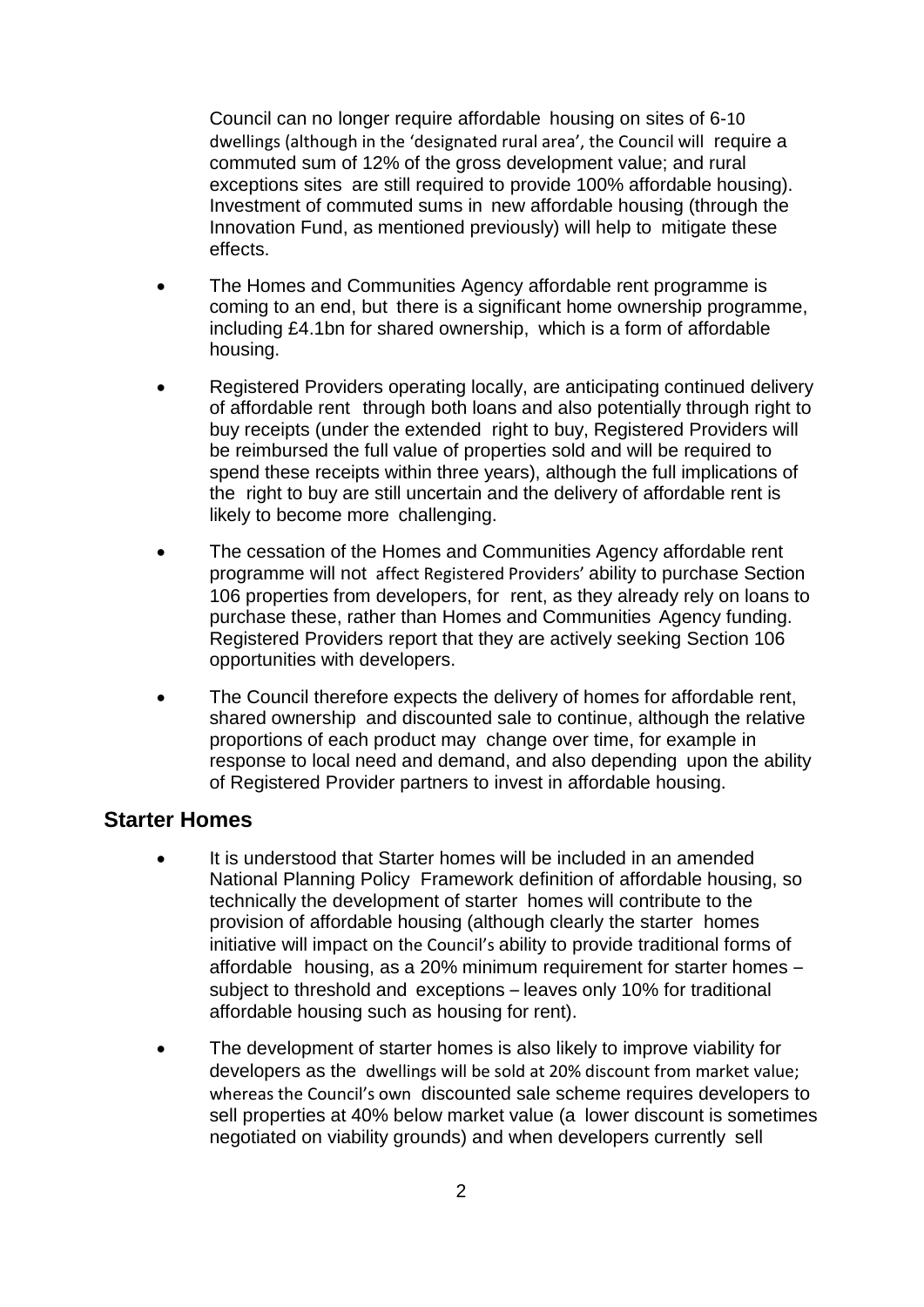Council can no longer require affordable housing on sites of 6-10 dwellings (although in the 'designated rural area', the Council will require a commuted sum of 12% of the gross development value; and rural exceptions sites are still required to provide 100% affordable housing). Investment of commuted sums in new affordable housing (through the Innovation Fund, as mentioned previously) will help to mitigate these effects.

- The Homes and Communities Agency affordable rent programme is coming to an end, but there is a significant home ownership programme, including £4.1bn for shared ownership, which is a form of affordable housing.
- Registered Providers operating locally, are anticipating continued delivery of affordable rent through both loans and also potentially through right to buy receipts (under the extended right to buy, Registered Providers will be reimbursed the full value of properties sold and will be required to spend these receipts within three years), although the full implications of the right to buy are still uncertain and the delivery of affordable rent is likely to become more challenging.
- The cessation of the Homes and Communities Agency affordable rent programme will not affect Registered Providers' ability to purchase Section 106 properties from developers, for rent, as they already rely on loans to purchase these, rather than Homes and Communities Agency funding. Registered Providers report that they are actively seeking Section 106 opportunities with developers.
- The Council therefore expects the delivery of homes for affordable rent, shared ownership and discounted sale to continue, although the relative proportions of each product may change over time, for example in response to local need and demand, and also depending upon the ability of Registered Provider partners to invest in affordable housing.

## Starter Homes

- It is understood that Starter homes will be included in an amended National Planning Policy Framework definition of affordable housing, so technically the development of starter homes will contribute to the provision of affordable housing (although clearly the starter homes initiative will impact on the Council's ability to provide traditional forms of affordable housing, as a 20% minimum requirement for starter homes – subject to threshold and exceptions – leaves only 10% for traditional affordable housing such as housing for rent).
- The development of starter homes is also likely to improve viability for developers as the dwellings will be sold at 20% discount from market value; whereas the Council's own discounted sale scheme requires developers to sell properties at 40% below market value (a lower discount is sometimes negotiated on viability grounds) and when developers currently sell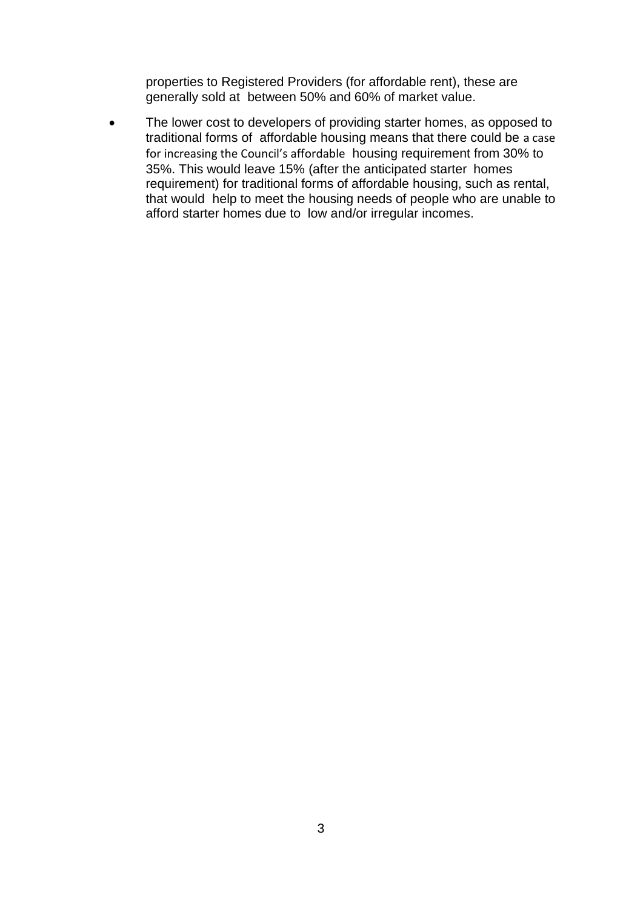properties to Registered Providers (for affordable rent), these are generally sold at between 50% and 60% of market value.

- The lower cost to developers of providing starter homes, as opposed to traditional forms of affordable housing means that there could be a case for increasing the Council's affordable housing requirement from 30% to 35%. This would leave 15% (after the anticipated starter homes requirement) for traditional forms of affordable housing, such as rental, that would help to meet the housing needs of people who are unable to afford starter homes due to low and/or irregular incomes.